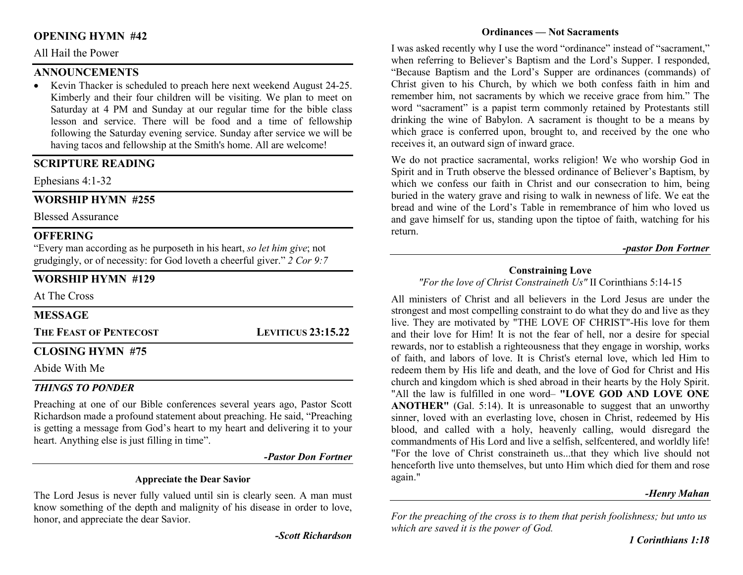## OPENING HYMN #42

All Hail the Power

## ANNOUNCEMENTS

- Kevin Thacker is scheduled to preach here next weekend August 24-25. Kimberly and their four children will be visiting. We plan to meet on Saturday at 4 PM and Sunday at our regular time for the bible class lesson and service. There will be food and a time of fellowship following the Saturday evening service. Sunday after service we will be having tacos and fellowship at the Smith's home. All are welcome!

## SCRIPTURE READING

Ephesians 4:1-32

## WORSHIP HYMN #255

Blessed Assurance

## OFFERING

"Every man according as he purposeth in his heart, *so let him give*; not grudgingly, or of necessity: for God loveth a cheerful giver." *2 Cor 9:7*

## WORSHIP HYMN #129

At The Cross

## MESSAGE

**THE FEAST OF PENTECOST** — **LEVITICUS 23:15.22**

## CLOSING HYMN #75

Abide With Me

## *THINGS TO PONDER*

Preaching at one of our Bible conferences several years ago, Pastor Scott Richardson made a profound statement about preaching. He said, "Preaching is getting a message from God's heart to my heart and delivering it to your heart. Anything else is just filling in time".

***-Pastor Don Fortner***

### Appreciate the Dear Savior

The Lord Jesus is never fully valued until sin is clearly seen. A man must know something of the depth and malignity of his disease in order to love, honor, and appreciate the dear Savior.

***-Scott Richardson***

### Ordinances — Not Sacraments

I was asked recently why I use the word "ordinance" instead of "sacrament," when referring to Believer's Baptism and the Lord's Supper. I responded, "Because Baptism and the Lord's Supper are ordinances (commands) of Christ given to his Church, by which we both confess faith in him and remember him, not sacraments by which we receive grace from him." The word "sacrament" is a papist term commonly retained by Protestants still drinking the wine of Babylon. A sacrament is thought to be a means by which grace is conferred upon, brought to, and received by the one who receives it, an outward sign of inward grace.

We do not practice sacramental, works religion! We who worship God in Spirit and in Truth observe the blessed ordinance of Believer's Baptism, by which we confess our faith in Christ and our consecration to him, being buried in the watery grave and rising to walk in newness of life. We eat the bread and wine of the Lord's Table in remembrance of him who loved us and gave himself for us, standing upon the tiptoe of faith, watching for his return.

***-pastor Don Fortner***

### Constraining Love

*"For the love of Christ Constraineth Us"* II Corinthians 5:14-15

All ministers of Christ and all believers in the Lord Jesus are under the strongest and most compelling constraint to do what they do and live as they live. They are motivated by "THE LOVE OF CHRIST"-His love for them and their love for Him! It is not the fear of hell, nor a desire for special rewards, nor to establish a righteousness that they engage in worship, works of faith, and labors of love. It is Christ's eternal love, which led Him to redeem them by His life and death, and the love of God for Christ and His church and kingdom which is shed abroad in their hearts by the Holy Spirit. "All the law is fulfilled in one word– **"LOVE GOD AND LOVE ONE ANOTHER"** (Gal. 5:14). It is unreasonable to suggest that an unworthy sinner, loved with an everlasting love, chosen in Christ, redeemed by His blood, and called with a holy, heavenly calling, would disregard the commandments of His Lord and live a selfish, selfcentered, and worldly life! "For the love of Christ constraineth us...that they which live should not henceforth live unto themselves, but unto Him which died for them and rose again."

***-Henry Mahan***

*For the preaching of the cross is to them that perish foolishness; but unto us which are saved it is the power of God.*

***1 Corinthians 1:18***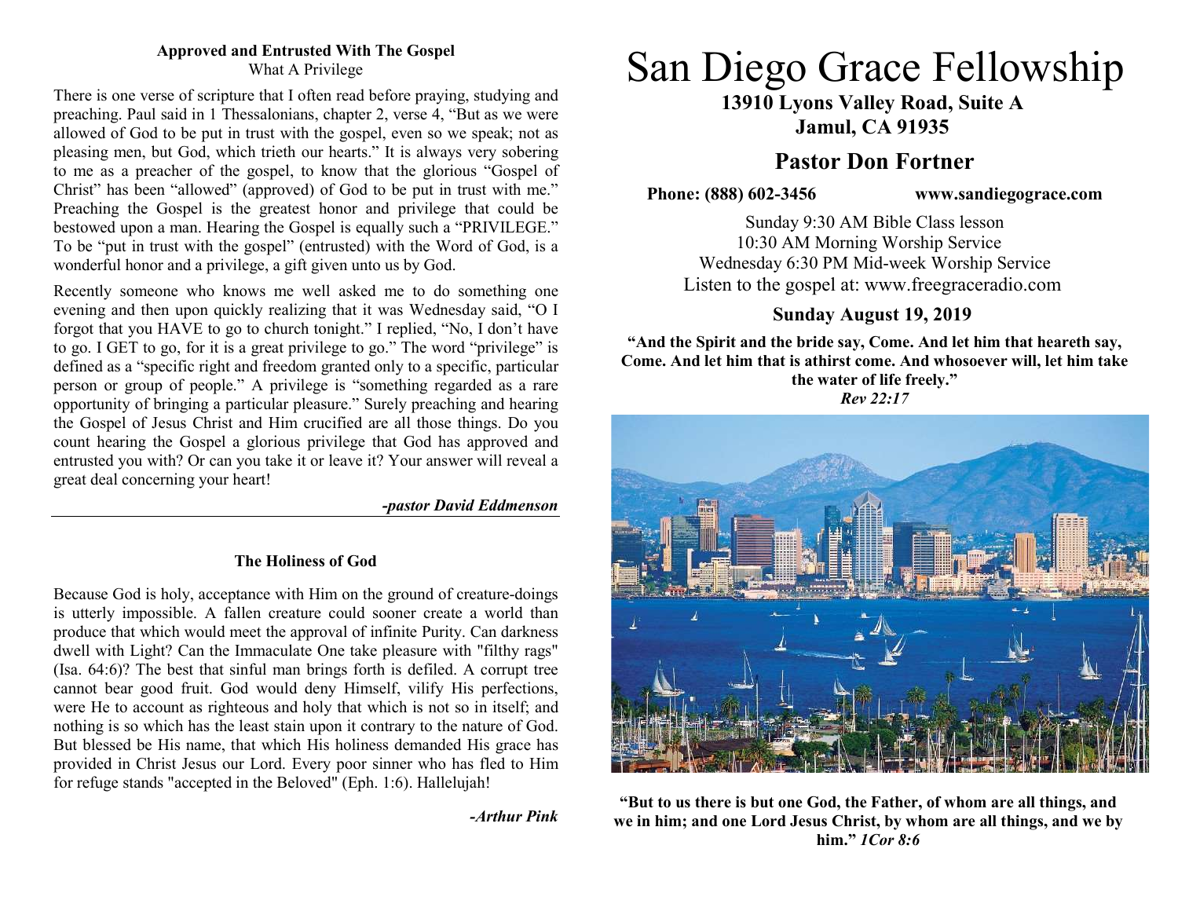### Approved and Entrusted With The Gospel

What A Privilege

There is one verse of scripture that I often read before praying, studying and preaching. Paul said in 1 Thessalonians, chapter 2, verse 4, "But as we were allowed of God to be put in trust with the gospel, even so we speak; not as pleasing men, but God, which trieth our hearts." It is always very sobering to me as a preacher of the gospel, to know that the glorious "Gospel of Christ" has been "allowed" (approved) of God to be put in trust with me." Preaching the Gospel is the greatest honor and privilege that could be bestowed upon a man. Hearing the Gospel is equally such a "PRIVILEGE." To be "put in trust with the gospel" (entrusted) with the Word of God, is a wonderful honor and a privilege, a gift given unto us by God.

Recently someone who knows me well asked me to do something one evening and then upon quickly realizing that it was Wednesday said, "O I forgot that you HAVE to go to church tonight." I replied, "No, I don't have to go. I GET to go, for it is a great privilege to go." The word "privilege" is defined as a "specific right and freedom granted only to a specific, particular person or group of people." A privilege is "something regarded as a rare opportunity of bringing a particular pleasure." Surely preaching and hearing the Gospel of Jesus Christ and Him crucified are all those things. Do you count hearing the Gospel a glorious privilege that God has approved and entrusted you with? Or can you take it or leave it? Your answer will reveal a great deal concerning your heart!

*-pastor David Eddmenson*

---

### The Holiness of God

Because God is holy, acceptance with Him on the ground of creature-doings is utterly impossible. A fallen creature could sooner create a world than produce that which would meet the approval of infinite Purity. Can darkness dwell with Light? Can the Immaculate One take pleasure with "filthy rags" (Isa. 64:6)? The best that sinful man brings forth is defiled. A corrupt tree cannot bear good fruit. God would deny Himself, vilify His perfections, were He to account as righteous and holy that which is not so in itself; and nothing is so which has the least stain upon it contrary to the nature of God. But blessed be His name, that which His holiness demanded His grace has provided in Christ Jesus our Lord. Every poor sinner who has fled to Him for refuge stands "accepted in the Beloved" (Eph. 1:6). Hallelujah!

*-Arthur Pink*

# San Diego Grace Fellowship

**13910 Lyons Valley Road, Suite A**
**Jamul, CA 91935**

## Pastor Don Fortner

**Phone: (888) 602-3456** **www.sandiegograce.com**

Sunday 9:30 AM Bible Class lesson
10:30 AM Morning Worship Service
Wednesday 6:30 PM Mid-week Worship Service
Listen to the gospel at: www.freegraceradio.com

### Sunday August 19, 2019

**"And the Spirit and the bride say, Come. And let him that heareth say, Come. And let him that is athirst come. And whosoever will, let him take the water of life freely."**
***Rev 22:17***

**"But to us there is but one God, the Father, of whom are all things, and we in him; and one Lord Jesus Christ, by whom are all things, and we by him."** ***1Cor 8:6***